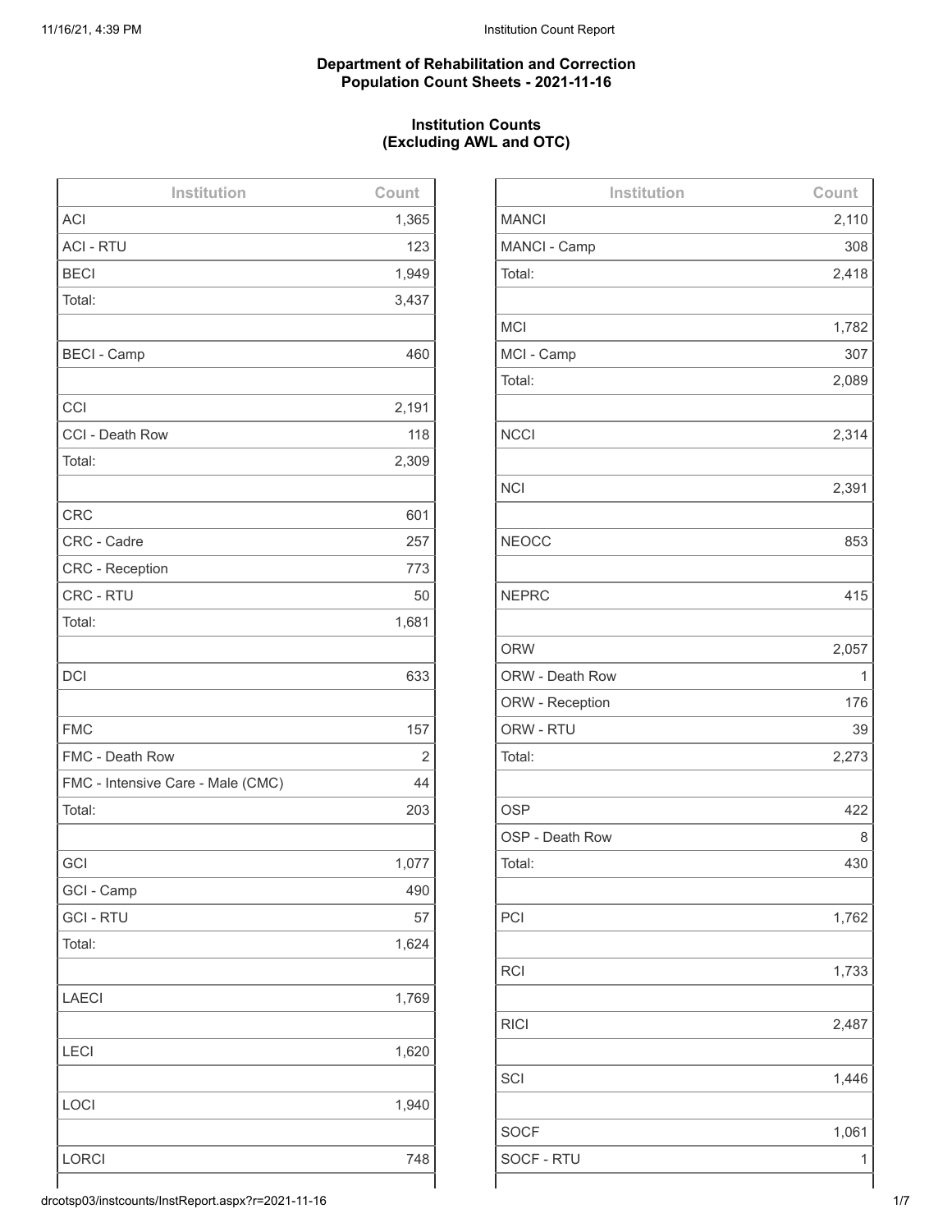**Department of Rehabilitation and Correction**
**Population Count Sheets - 2021-11-16**

**Institution Counts**
**(Excluding AWL and OTC)**

| Institution | Count |
|---|---|
| ACI | 1,365 |
| ACI - RTU | 123 |
| BECI | 1,949 |
| Total: | 3,437 |
| | |
| BECI - Camp | 460 |
| | |
| CCI | 2,191 |
| CCI - Death Row | 118 |
| Total: | 2,309 |
| | |
| CRC | 601 |
| CRC - Cadre | 257 |
| CRC - Reception | 773 |
| CRC - RTU | 50 |
| Total: | 1,681 |
| | |
| DCI | 633 |
| | |
| FMC | 157 |
| FMC - Death Row | 2 |
| FMC - Intensive Care - Male (CMC) | 44 |
| Total: | 203 |
| | |
| GCI | 1,077 |
| GCI - Camp | 490 |
| GCI - RTU | 57 |
| Total: | 1,624 |
| | |
| LAECI | 1,769 |
| | |
| LECI | 1,620 |
| | |
| LOCI | 1,940 |
| | |
| LORCI | 748 |

| Institution | Count |
|---|---|
| MANCI | 2,110 |
| MANCI - Camp | 308 |
| Total: | 2,418 |
| | |
| MCI | 1,782 |
| MCI - Camp | 307 |
| Total: | 2,089 |
| | |
| NCCI | 2,314 |
| | |
| NCI | 2,391 |
| | |
| NEOCC | 853 |
| | |
| NEPRC | 415 |
| | |
| ORW | 2,057 |
| ORW - Death Row | 1 |
| ORW - Reception | 176 |
| ORW - RTU | 39 |
| Total: | 2,273 |
| | |
| OSP | 422 |
| OSP - Death Row | 8 |
| Total: | 430 |
| | |
| PCI | 1,762 |
| | |
| RCI | 1,733 |
| | |
| RICI | 2,487 |
| | |
| SCI | 1,446 |
| | |
| SOCF | 1,061 |
| SOCF - RTU | 1 |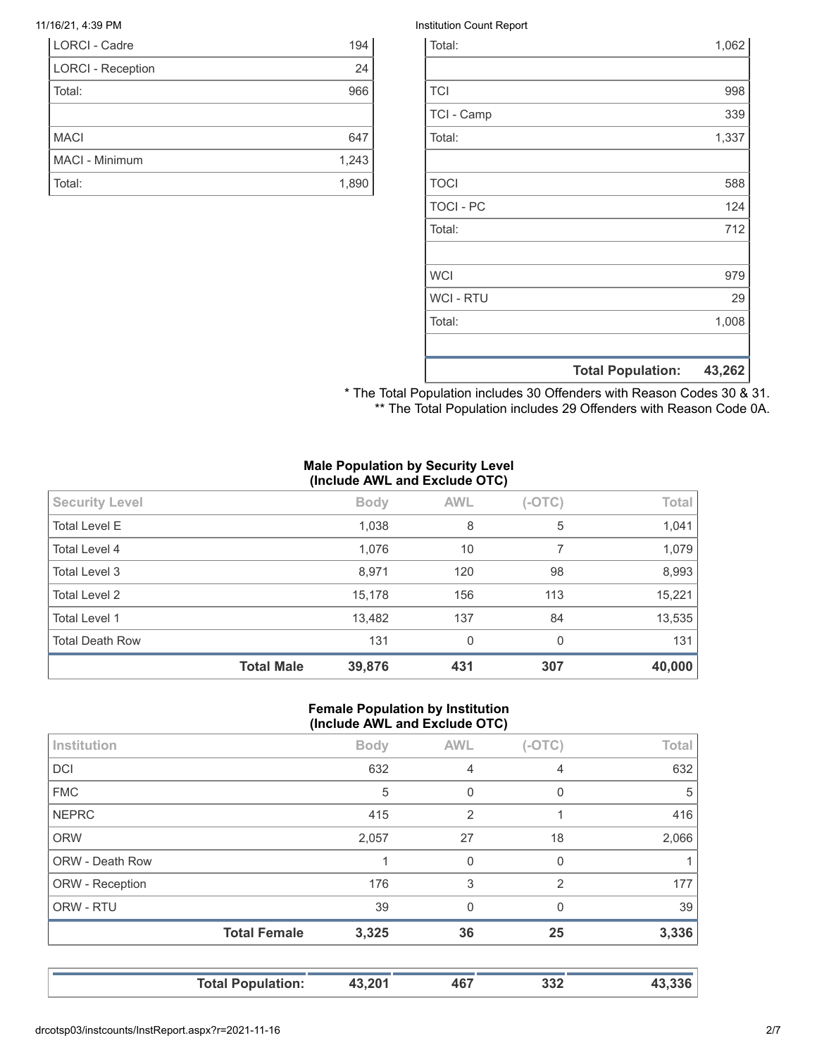| | |
|---|---|
| LORCI - Cadre | 194 |
| LORCI - Reception | 24 |
| Total: | 966 |
| | |
| MACI | 647 |
| MACI - Minimum | 1,243 |
| Total: | 1,890 |

| | |
|---|---|
| Total: | 1,062 |
| | |
| TCI | 998 |
| TCI - Camp | 339 |
| Total: | 1,337 |
| | |
| TOCI | 588 |
| TOCI - PC | 124 |
| Total: | 712 |
| | |
| WCI | 979 |
| WCI - RTU | 29 |
| Total: | 1,008 |
| | |
| **Total Population:** | **43,262** |

* The Total Population includes 30 Offenders with Reason Codes 30 & 31.
** The Total Population includes 29 Offenders with Reason Code 0A.

**Male Population by Security Level (Include AWL and Exclude OTC)**

| Security Level | Body | AWL | (-OTC) | Total |
|---|---|---|---|---|
| Total Level E | 1,038 | 8 | 5 | 1,041 |
| Total Level 4 | 1,076 | 10 | 7 | 1,079 |
| Total Level 3 | 8,971 | 120 | 98 | 8,993 |
| Total Level 2 | 15,178 | 156 | 113 | 15,221 |
| Total Level 1 | 13,482 | 137 | 84 | 13,535 |
| Total Death Row | 131 | 0 | 0 | 131 |
| **Total Male** | **39,876** | **431** | **307** | **40,000** |

**Female Population by Institution (Include AWL and Exclude OTC)**

| Institution | Body | AWL | (-OTC) | Total |
|---|---|---|---|---|
| DCI | 632 | 4 | 4 | 632 |
| FMC | 5 | 0 | 0 | 5 |
| NEPRC | 415 | 2 | 1 | 416 |
| ORW | 2,057 | 27 | 18 | 2,066 |
| ORW - Death Row | 1 | 0 | 0 | 1 |
| ORW - Reception | 176 | 3 | 2 | 177 |
| ORW - RTU | 39 | 0 | 0 | 39 |
| **Total Female** | **3,325** | **36** | **25** | **3,336** |

| | | | | |
|---|---|---|---|---|
| **Total Population:** | **43,201** | **467** | **332** | **43,336** |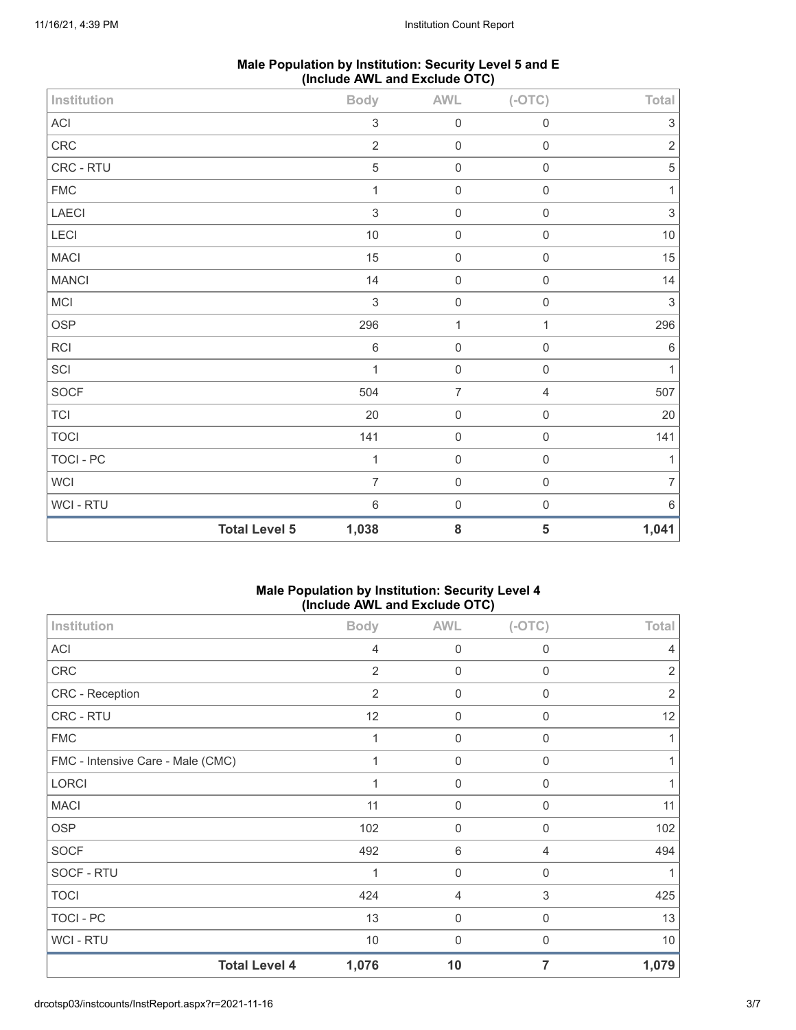### Male Population by Institution: Security Level 5 and E (Include AWL and Exclude OTC)

| Institution | Body | AWL | (-OTC) | Total |
|---|---|---|---|---|
| ACI | 3 | 0 | 0 | 3 |
| CRC | 2 | 0 | 0 | 2 |
| CRC - RTU | 5 | 0 | 0 | 5 |
| FMC | 1 | 0 | 0 | 1 |
| LAECI | 3 | 0 | 0 | 3 |
| LECI | 10 | 0 | 0 | 10 |
| MACI | 15 | 0 | 0 | 15 |
| MANCI | 14 | 0 | 0 | 14 |
| MCI | 3 | 0 | 0 | 3 |
| OSP | 296 | 1 | 1 | 296 |
| RCI | 6 | 0 | 0 | 6 |
| SCI | 1 | 0 | 0 | 1 |
| SOCF | 504 | 7 | 4 | 507 |
| TCI | 20 | 0 | 0 | 20 |
| TOCI | 141 | 0 | 0 | 141 |
| TOCI - PC | 1 | 0 | 0 | 1 |
| WCI | 7 | 0 | 0 | 7 |
| WCI - RTU | 6 | 0 | 0 | 6 |
| **Total Level 5** | **1,038** | **8** | **5** | **1,041** |

### Male Population by Institution: Security Level 4 (Include AWL and Exclude OTC)

| Institution | Body | AWL | (-OTC) | Total |
|---|---|---|---|---|
| ACI | 4 | 0 | 0 | 4 |
| CRC | 2 | 0 | 0 | 2 |
| CRC - Reception | 2 | 0 | 0 | 2 |
| CRC - RTU | 12 | 0 | 0 | 12 |
| FMC | 1 | 0 | 0 | 1 |
| FMC - Intensive Care - Male (CMC) | 1 | 0 | 0 | 1 |
| LORCI | 1 | 0 | 0 | 1 |
| MACI | 11 | 0 | 0 | 11 |
| OSP | 102 | 0 | 0 | 102 |
| SOCF | 492 | 6 | 4 | 494 |
| SOCF - RTU | 1 | 0 | 0 | 1 |
| TOCI | 424 | 4 | 3 | 425 |
| TOCI - PC | 13 | 0 | 0 | 13 |
| WCI - RTU | 10 | 0 | 0 | 10 |
| **Total Level 4** | **1,076** | **10** | **7** | **1,079** |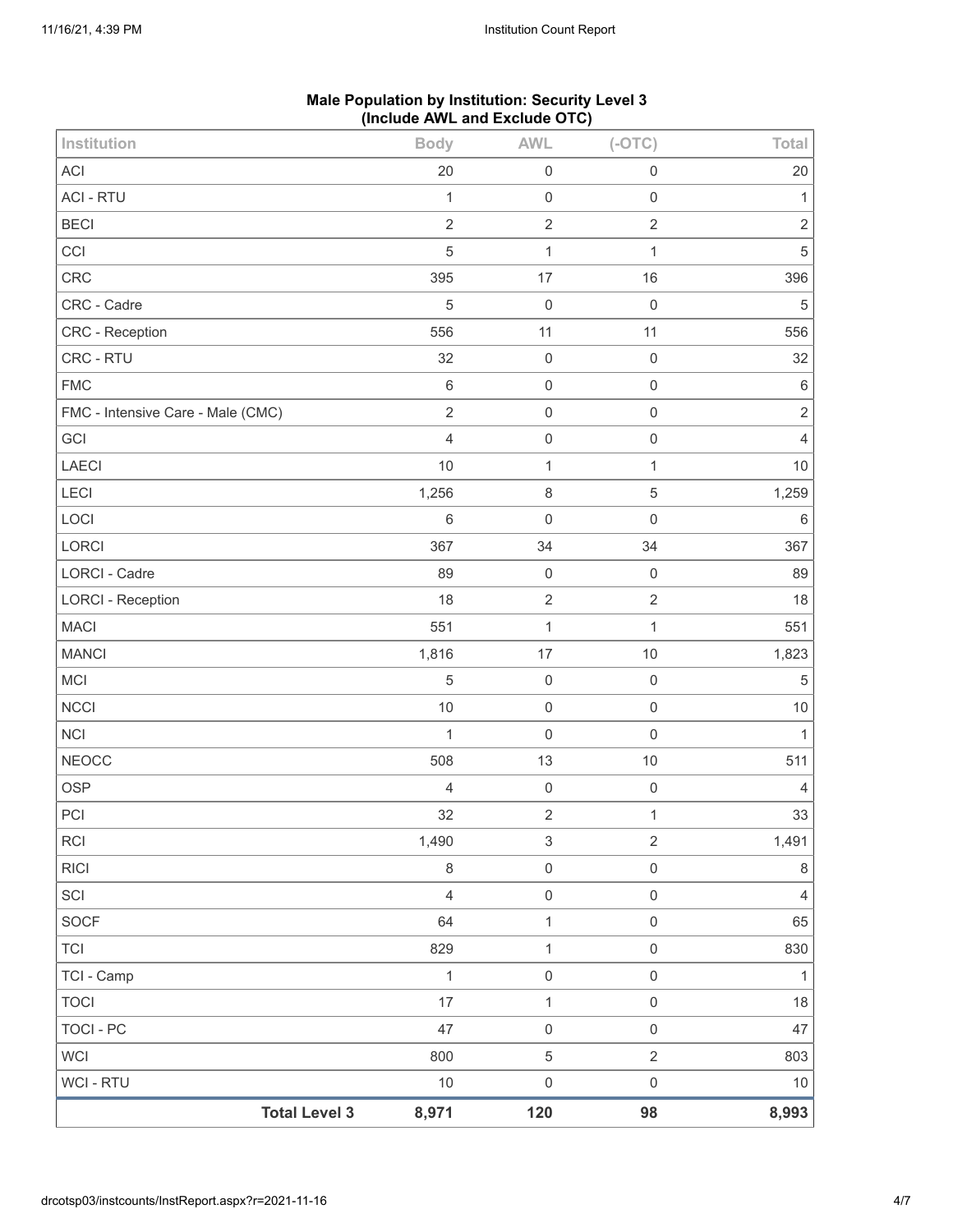**Male Population by Institution: Security Level 3 (Include AWL and Exclude OTC)**

| Institution | Body | AWL | (-OTC) | Total |
|---|---|---|---|---|
| ACI | 20 | 0 | 0 | 20 |
| ACI - RTU | 1 | 0 | 0 | 1 |
| BECI | 2 | 2 | 2 | 2 |
| CCI | 5 | 1 | 1 | 5 |
| CRC | 395 | 17 | 16 | 396 |
| CRC - Cadre | 5 | 0 | 0 | 5 |
| CRC - Reception | 556 | 11 | 11 | 556 |
| CRC - RTU | 32 | 0 | 0 | 32 |
| FMC | 6 | 0 | 0 | 6 |
| FMC - Intensive Care - Male (CMC) | 2 | 0 | 0 | 2 |
| GCI | 4 | 0 | 0 | 4 |
| LAECI | 10 | 1 | 1 | 10 |
| LECI | 1,256 | 8 | 5 | 1,259 |
| LOCI | 6 | 0 | 0 | 6 |
| LORCI | 367 | 34 | 34 | 367 |
| LORCI - Cadre | 89 | 0 | 0 | 89 |
| LORCI - Reception | 18 | 2 | 2 | 18 |
| MACI | 551 | 1 | 1 | 551 |
| MANCI | 1,816 | 17 | 10 | 1,823 |
| MCI | 5 | 0 | 0 | 5 |
| NCCI | 10 | 0 | 0 | 10 |
| NCI | 1 | 0 | 0 | 1 |
| NEOCC | 508 | 13 | 10 | 511 |
| OSP | 4 | 0 | 0 | 4 |
| PCI | 32 | 2 | 1 | 33 |
| RCI | 1,490 | 3 | 2 | 1,491 |
| RICI | 8 | 0 | 0 | 8 |
| SCI | 4 | 0 | 0 | 4 |
| SOCF | 64 | 1 | 0 | 65 |
| TCI | 829 | 1 | 0 | 830 |
| TCI - Camp | 1 | 0 | 0 | 1 |
| TOCI | 17 | 1 | 0 | 18 |
| TOCI - PC | 47 | 0 | 0 | 47 |
| WCI | 800 | 5 | 2 | 803 |
| WCI - RTU | 10 | 0 | 0 | 10 |
| **Total Level 3** | **8,971** | **120** | **98** | **8,993** |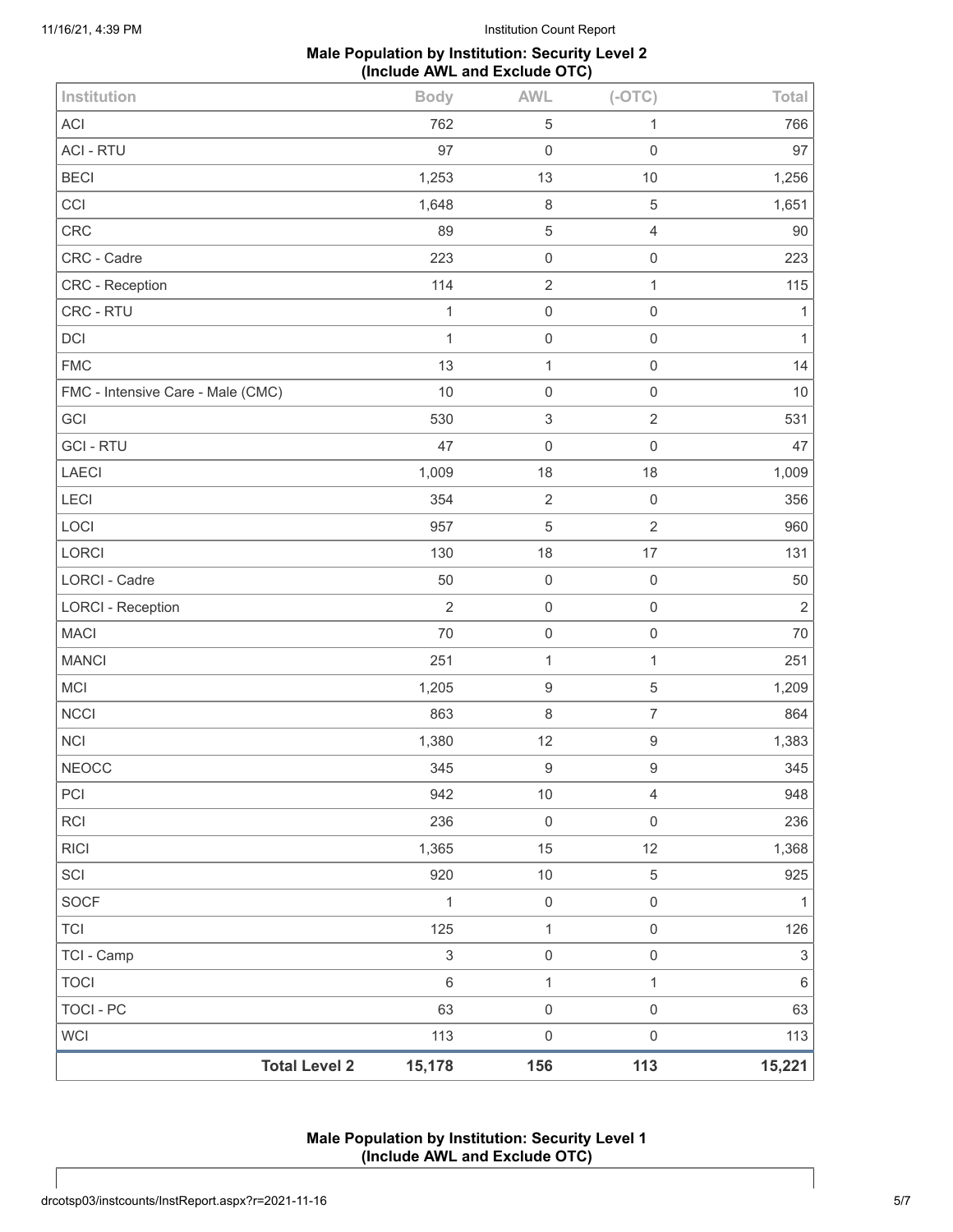**Male Population by Institution: Security Level 2 (Include AWL and Exclude OTC)**

| Institution | Body | AWL | (-OTC) | Total |
|---|---|---|---|---|
| ACI | 762 | 5 | 1 | 766 |
| ACI - RTU | 97 | 0 | 0 | 97 |
| BECI | 1,253 | 13 | 10 | 1,256 |
| CCI | 1,648 | 8 | 5 | 1,651 |
| CRC | 89 | 5 | 4 | 90 |
| CRC - Cadre | 223 | 0 | 0 | 223 |
| CRC - Reception | 114 | 2 | 1 | 115 |
| CRC - RTU | 1 | 0 | 0 | 1 |
| DCI | 1 | 0 | 0 | 1 |
| FMC | 13 | 1 | 0 | 14 |
| FMC - Intensive Care - Male (CMC) | 10 | 0 | 0 | 10 |
| GCI | 530 | 3 | 2 | 531 |
| GCI - RTU | 47 | 0 | 0 | 47 |
| LAECI | 1,009 | 18 | 18 | 1,009 |
| LECI | 354 | 2 | 0 | 356 |
| LOCI | 957 | 5 | 2 | 960 |
| LORCI | 130 | 18 | 17 | 131 |
| LORCI - Cadre | 50 | 0 | 0 | 50 |
| LORCI - Reception | 2 | 0 | 0 | 2 |
| MACI | 70 | 0 | 0 | 70 |
| MANCI | 251 | 1 | 1 | 251 |
| MCI | 1,205 | 9 | 5 | 1,209 |
| NCCI | 863 | 8 | 7 | 864 |
| NCI | 1,380 | 12 | 9 | 1,383 |
| NEOCC | 345 | 9 | 9 | 345 |
| PCI | 942 | 10 | 4 | 948 |
| RCI | 236 | 0 | 0 | 236 |
| RICI | 1,365 | 15 | 12 | 1,368 |
| SCI | 920 | 10 | 5 | 925 |
| SOCF | 1 | 0 | 0 | 1 |
| TCI | 125 | 1 | 0 | 126 |
| TCI - Camp | 3 | 0 | 0 | 3 |
| TOCI | 6 | 1 | 1 | 6 |
| TOCI - PC | 63 | 0 | 0 | 63 |
| WCI | 113 | 0 | 0 | 113 |
| **Total Level 2** | **15,178** | **156** | **113** | **15,221** |

**Male Population by Institution: Security Level 1 (Include AWL and Exclude OTC)**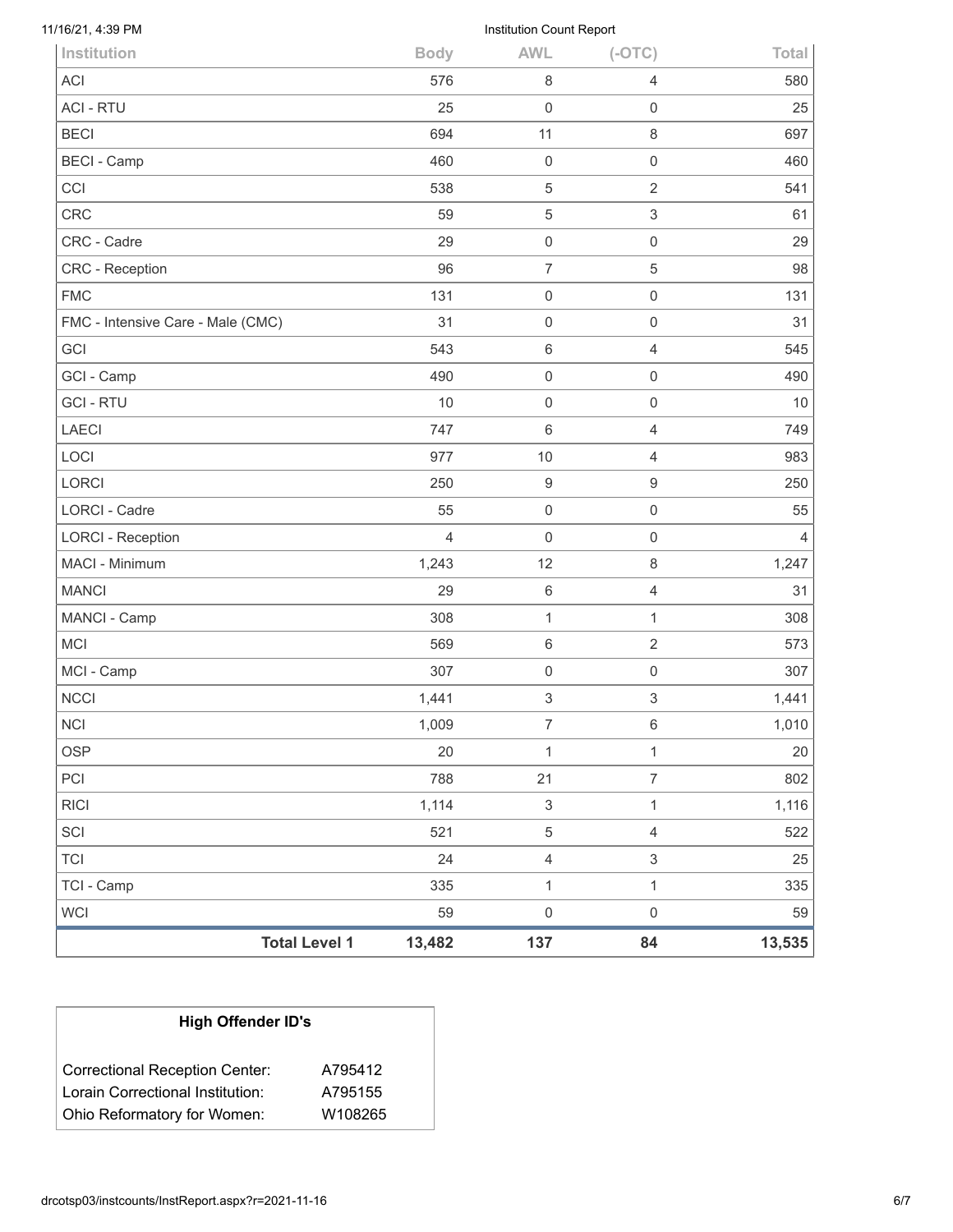| Institution | Body | AWL | (-OTC) | Total |
|---|---|---|---|---|
| ACI | 576 | 8 | 4 | 580 |
| ACI - RTU | 25 | 0 | 0 | 25 |
| BECI | 694 | 11 | 8 | 697 |
| BECI - Camp | 460 | 0 | 0 | 460 |
| CCI | 538 | 5 | 2 | 541 |
| CRC | 59 | 5 | 3 | 61 |
| CRC - Cadre | 29 | 0 | 0 | 29 |
| CRC - Reception | 96 | 7 | 5 | 98 |
| FMC | 131 | 0 | 0 | 131 |
| FMC - Intensive Care - Male (CMC) | 31 | 0 | 0 | 31 |
| GCI | 543 | 6 | 4 | 545 |
| GCI - Camp | 490 | 0 | 0 | 490 |
| GCI - RTU | 10 | 0 | 0 | 10 |
| LAECI | 747 | 6 | 4 | 749 |
| LOCI | 977 | 10 | 4 | 983 |
| LORCI | 250 | 9 | 9 | 250 |
| LORCI - Cadre | 55 | 0 | 0 | 55 |
| LORCI - Reception | 4 | 0 | 0 | 4 |
| MACI - Minimum | 1,243 | 12 | 8 | 1,247 |
| MANCI | 29 | 6 | 4 | 31 |
| MANCI - Camp | 308 | 1 | 1 | 308 |
| MCI | 569 | 6 | 2 | 573 |
| MCI - Camp | 307 | 0 | 0 | 307 |
| NCCI | 1,441 | 3 | 3 | 1,441 |
| NCI | 1,009 | 7 | 6 | 1,010 |
| OSP | 20 | 1 | 1 | 20 |
| PCI | 788 | 21 | 7 | 802 |
| RICI | 1,114 | 3 | 1 | 1,116 |
| SCI | 521 | 5 | 4 | 522 |
| TCI | 24 | 4 | 3 | 25 |
| TCI - Camp | 335 | 1 | 1 | 335 |
| WCI | 59 | 0 | 0 | 59 |
| **Total Level 1** | **13,482** | **137** | **84** | **13,535** |

| High Offender ID's | |
|---|---|
| Correctional Reception Center: | A795412 |
| Lorain Correctional Institution: | A795155 |
| Ohio Reformatory for Women: | W108265 |